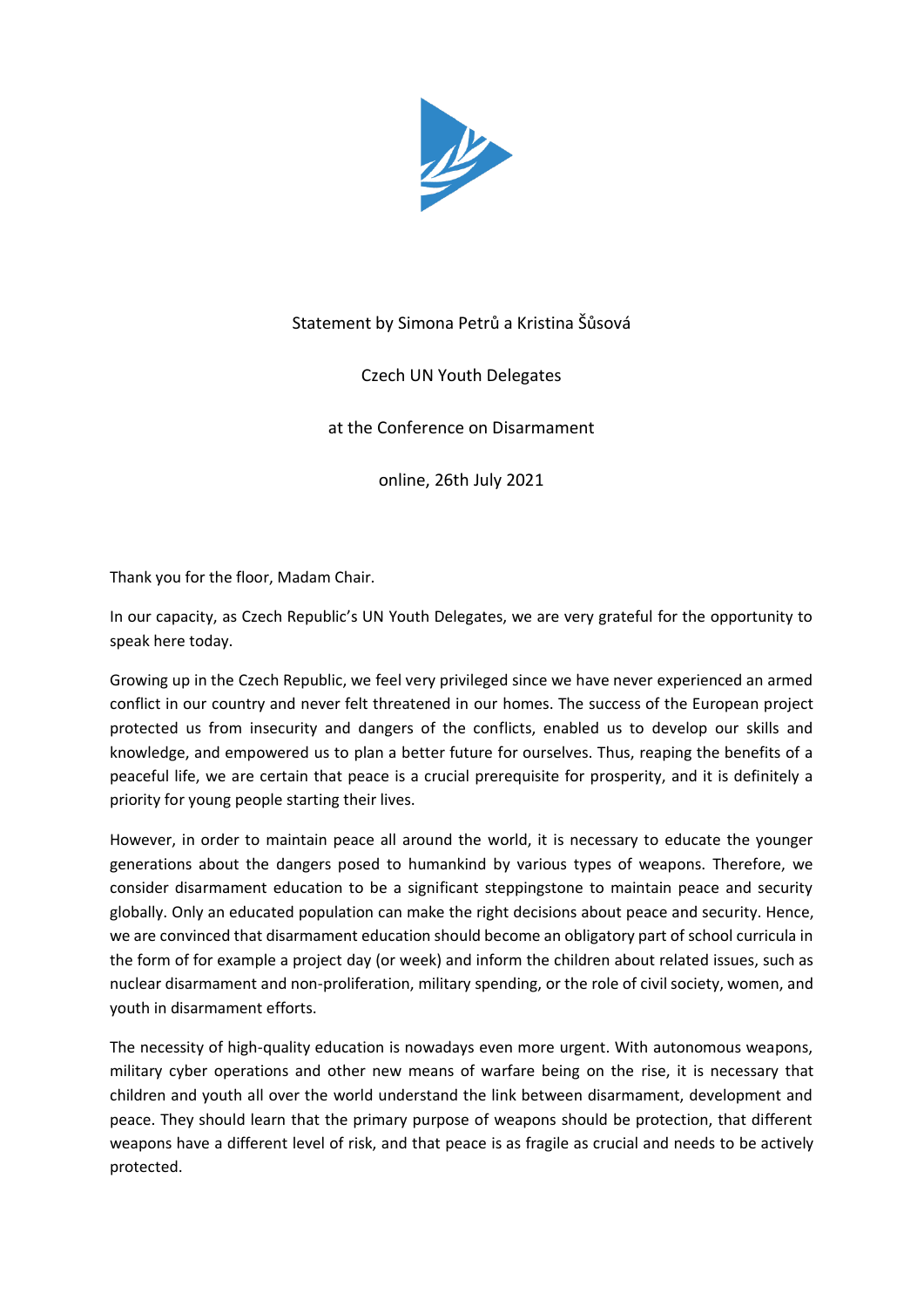Statement by Simona Petrů a Kristina Šůsová

Czech UN Youth Delegates

at the Conference on Disarmament

online, 26th July 2021

Thank you for the floor, Madam Chair.

In our capacity, as Czech Republic's UN Youth Delegates, we are very grateful for the opportunity to speak here today.

Growing up in the Czech Republic, we feel very privileged since we have never experienced an armed conflict in our country and never felt threatened in our homes. The success of the European project protected us from insecurity and dangers of the conflicts, enabled us to develop our skills and knowledge, and empowered us to plan a better future for ourselves. Thus, reaping the benefits of a peaceful life, we are certain that peace is a crucial prerequisite for prosperity, and it is definitely a priority for young people starting their lives.

However, in order to maintain peace all around the world, it is necessary to educate the younger generations about the dangers posed to humankind by various types of weapons. Therefore, we consider disarmament education to be a significant steppingstone to maintain peace and security globally. Only an educated population can make the right decisions about peace and security. Hence, we are convinced that disarmament education should become an obligatory part of school curricula in the form of for example a project day (or week) and inform the children about related issues, such as nuclear disarmament and non-proliferation, military spending, or the role of civil society, women, and youth in disarmament efforts.

The necessity of high-quality education is nowadays even more urgent. With autonomous weapons, military cyber operations and other new means of warfare being on the rise, it is necessary that children and youth all over the world understand the link between disarmament, development and peace. They should learn that the primary purpose of weapons should be protection, that different weapons have a different level of risk, and that peace is as fragile as crucial and needs to be actively protected.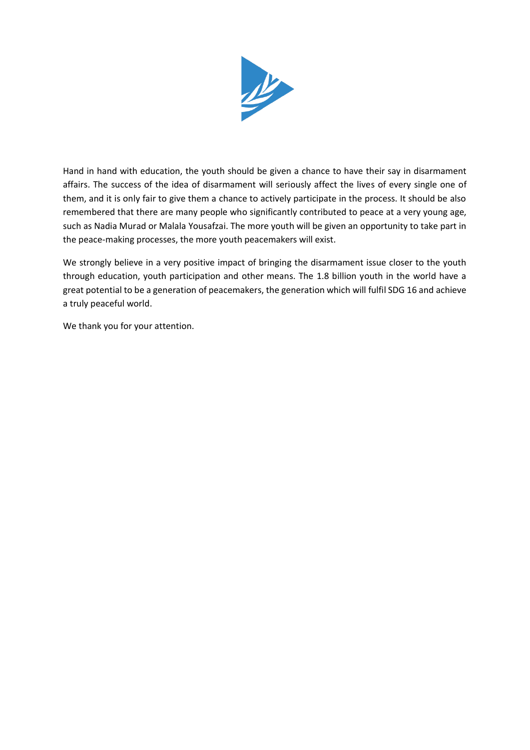Hand in hand with education, the youth should be given a chance to have their say in disarmament affairs. The success of the idea of disarmament will seriously affect the lives of every single one of them, and it is only fair to give them a chance to actively participate in the process. It should be also remembered that there are many people who significantly contributed to peace at a very young age, such as Nadia Murad or Malala Yousafzai. The more youth will be given an opportunity to take part in the peace-making processes, the more youth peacemakers will exist.

We strongly believe in a very positive impact of bringing the disarmament issue closer to the youth through education, youth participation and other means. The 1.8 billion youth in the world have a great potential to be a generation of peacemakers, the generation which will fulfil SDG 16 and achieve a truly peaceful world.

We thank you for your attention.